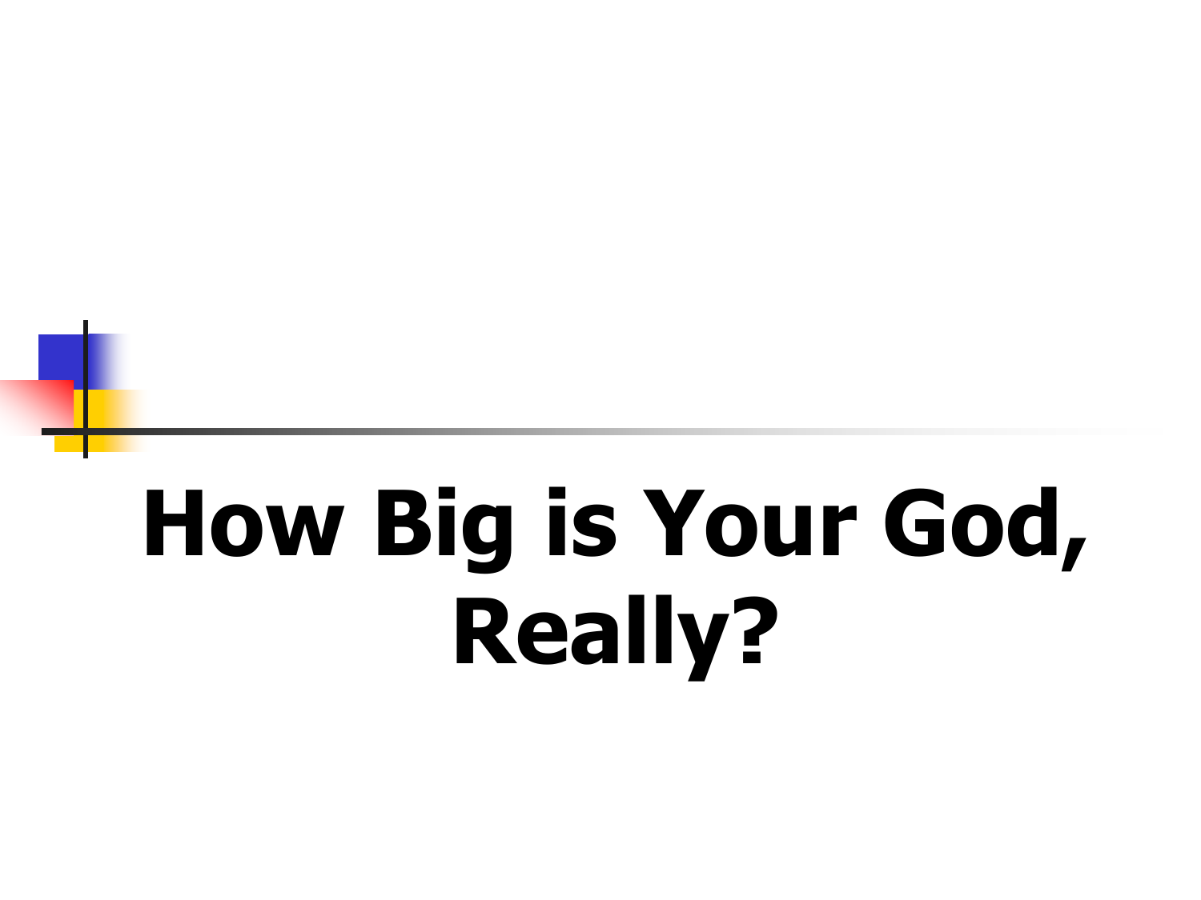# How Big is Your God, Really?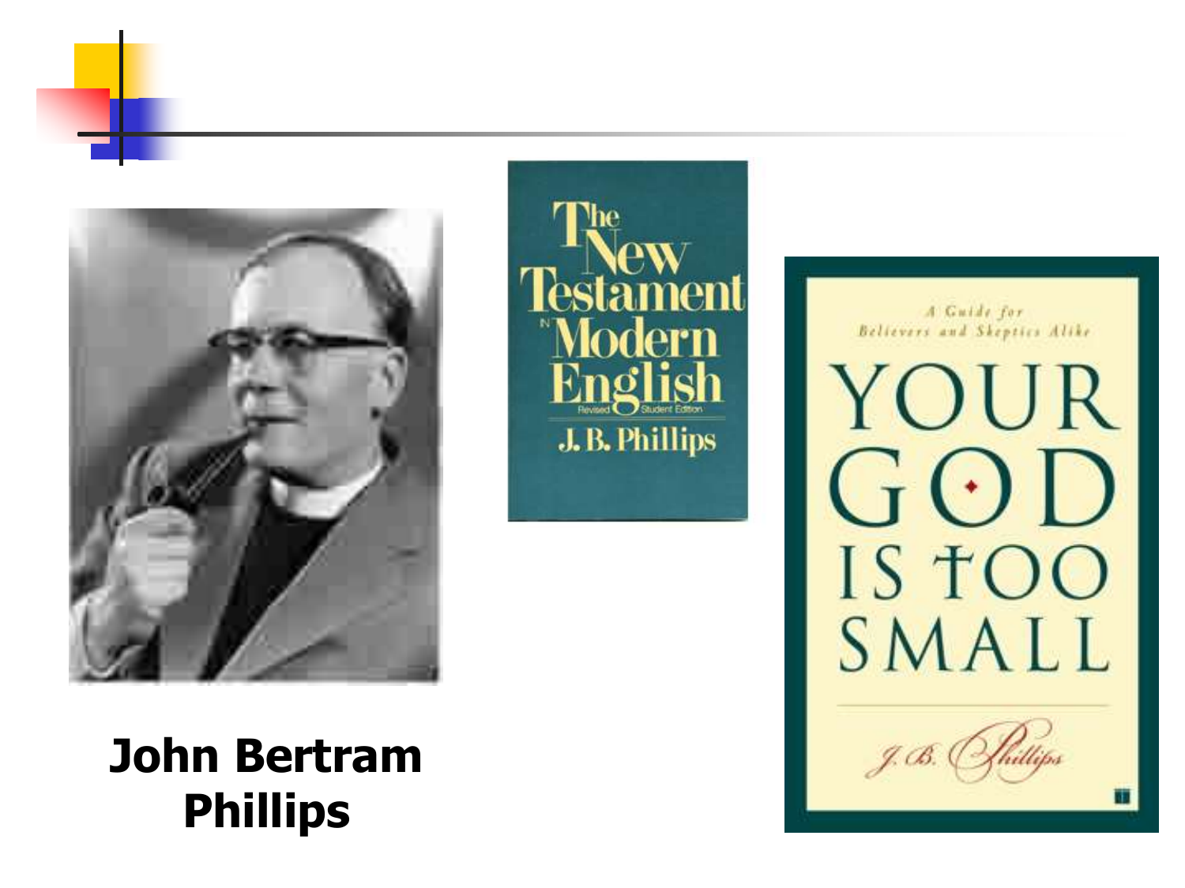John Bertram Phillips

The New Testament in Modern English

Revised Student Edition

J. B. Phillips

A Guide for Believers and Skeptics Alike

YOUR GOD IS TOO SMALL

J. B. Phillips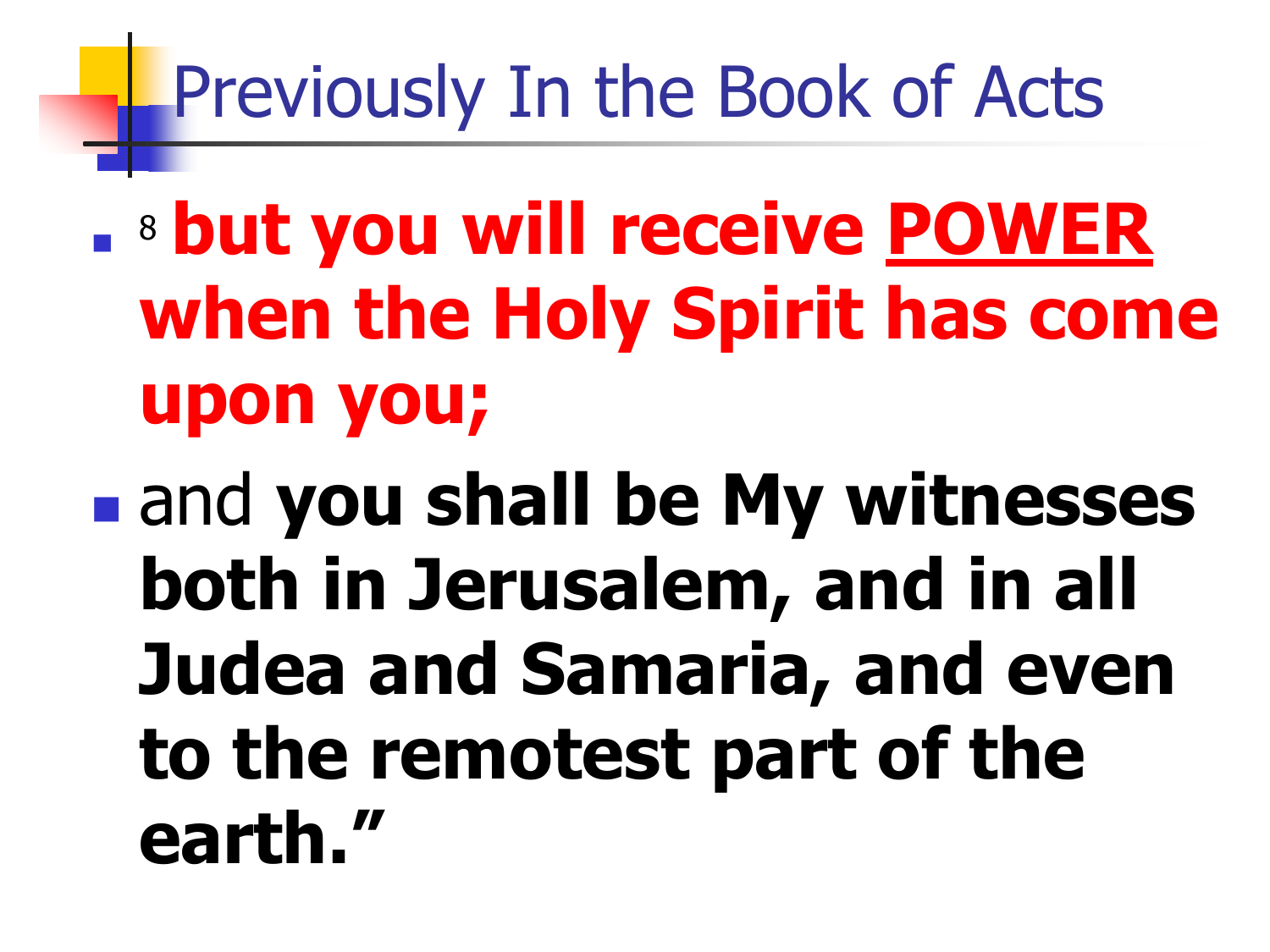# Previously In the Book of Acts

- [8] **but you will receive <u>POWER</u> when the Holy Spirit has come upon you;**
- and **you shall be My witnesses both in Jerusalem, and in all Judea and Samaria, and even to the remotest part of the earth."**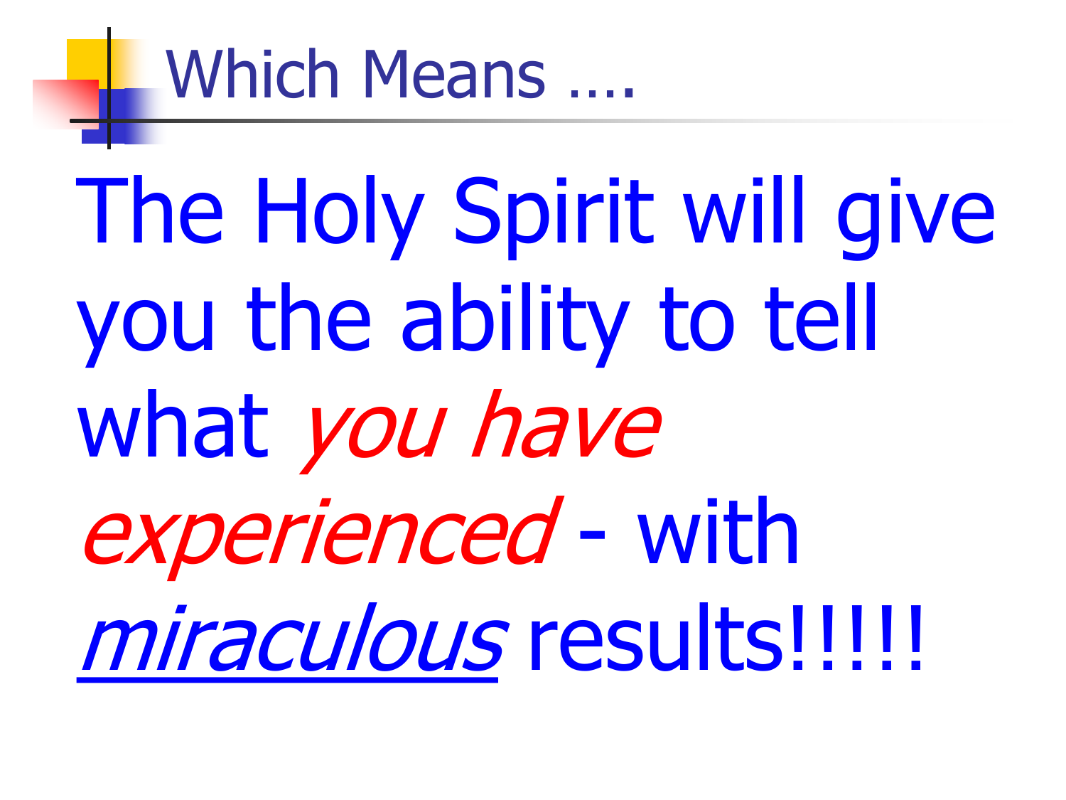# Which Means ….

The Holy Spirit will give you the ability to tell what *you have experienced* - with <u>*miraculous*</u> results!!!!!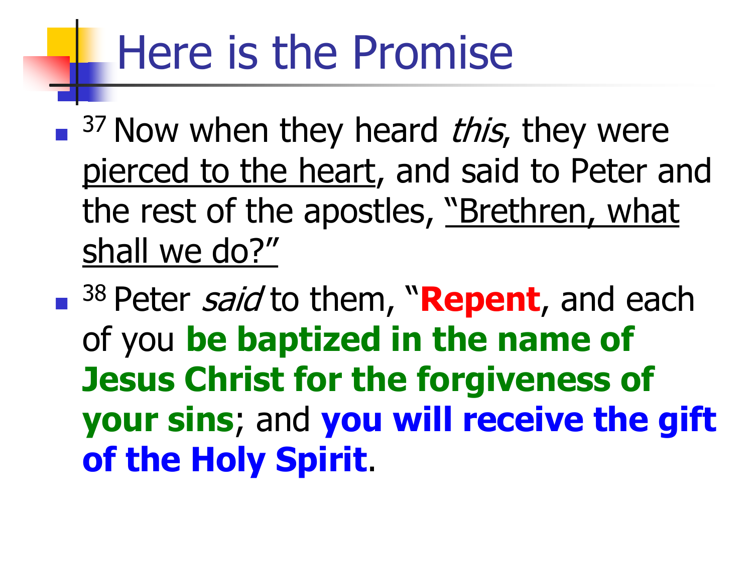# Here is the Promise

- [37] Now when they heard *this*, they were pierced to the heart, and said to Peter and the rest of the apostles, "Brethren, what shall we do?"
- [38] Peter *said* to them, "**Repent**, and each of you **be baptized in the name of Jesus Christ for the forgiveness of your sins**; and **you will receive the gift of the Holy Spirit**.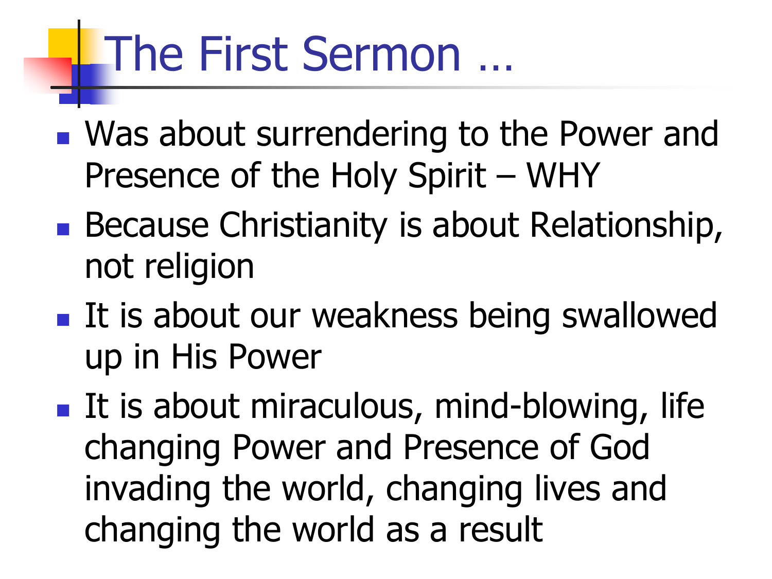# The First Sermon …

- Was about surrendering to the Power and Presence of the Holy Spirit – WHY
- Because Christianity is about Relationship, not religion
- It is about our weakness being swallowed up in His Power
- It is about miraculous, mind-blowing, life changing Power and Presence of God invading the world, changing lives and changing the world as a result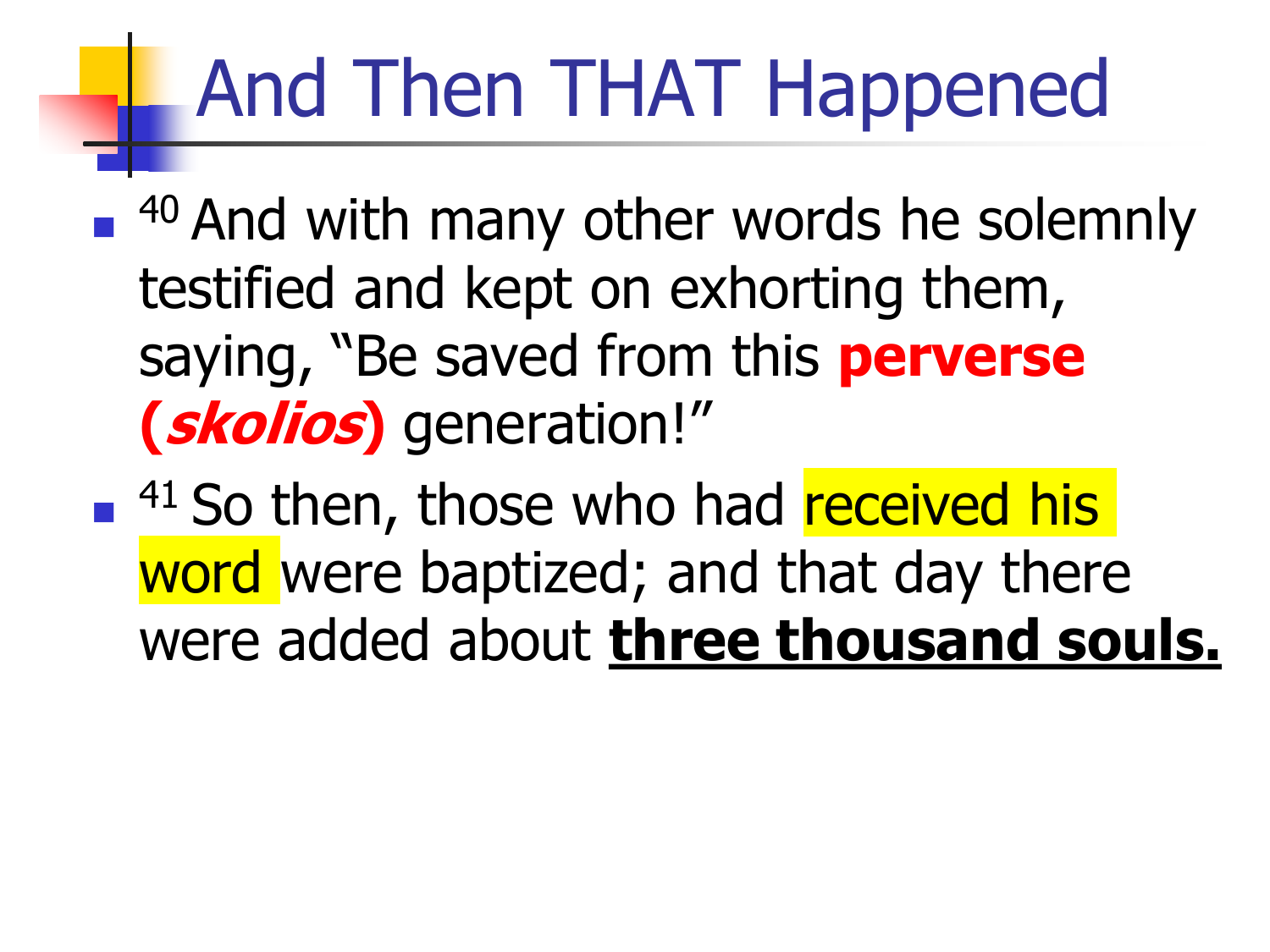# And Then THAT Happened

- 40 And with many other words he solemnly testified and kept on exhorting them, saying, “Be saved from this **perverse (*skolios*)** generation!”
- 41 So then, those who had received his word were baptized; and that day there were added about **<u>three thousand souls.</u>**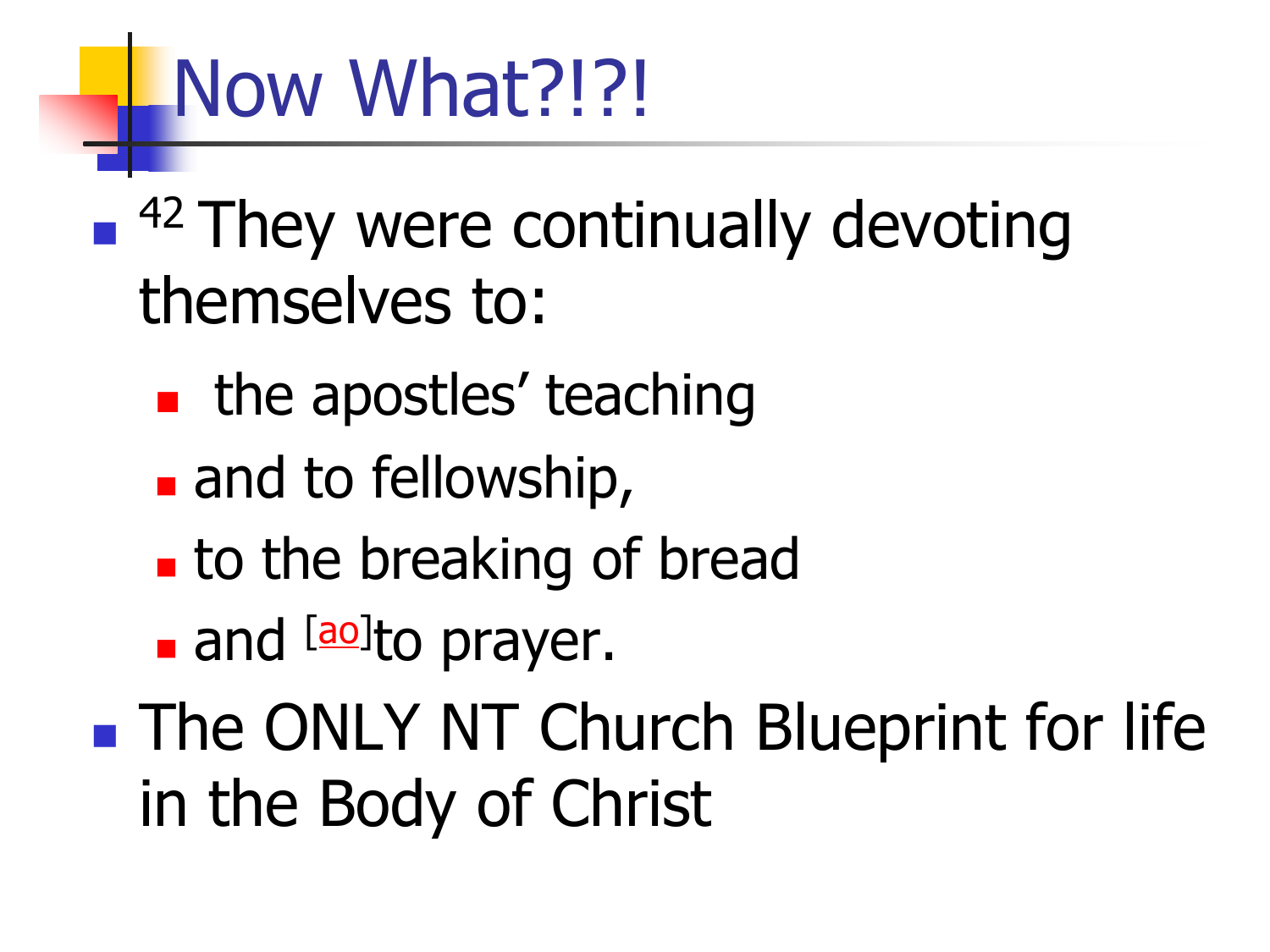# Now What?!?!

- [42] They were continually devoting themselves to:
  - the apostles' teaching
  - and to fellowship,
  - to the breaking of bread
  - and [ao]to prayer.
- The ONLY NT Church Blueprint for life in the Body of Christ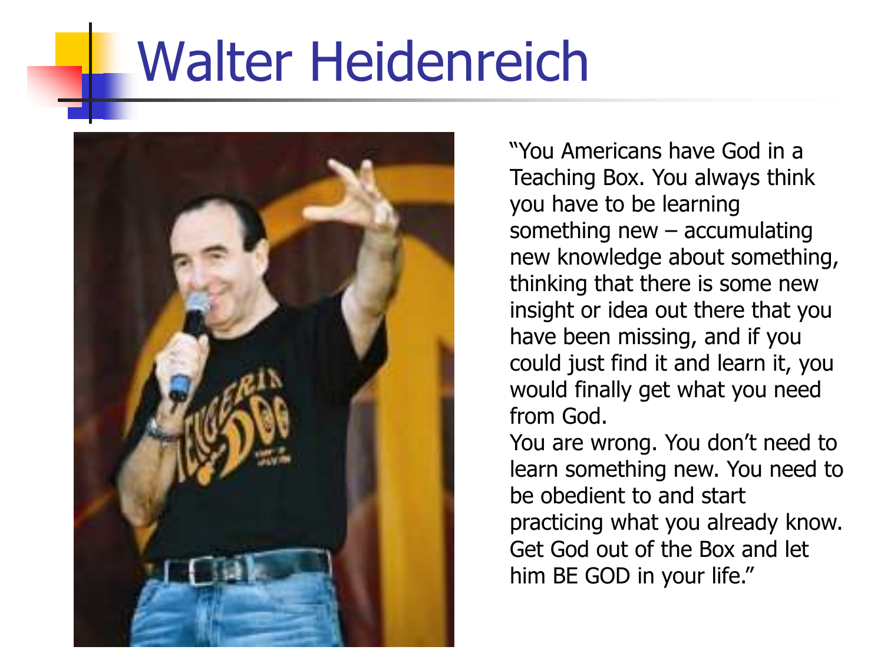# Walter Heidenreich

"You Americans have God in a Teaching Box. You always think you have to be learning something new – accumulating new knowledge about something, thinking that there is some new insight or idea out there that you have been missing, and if you could just find it and learn it, you would finally get what you need from God.

You are wrong. You don't need to learn something new. You need to be obedient to and start practicing what you already know. Get God out of the Box and let him BE GOD in your life."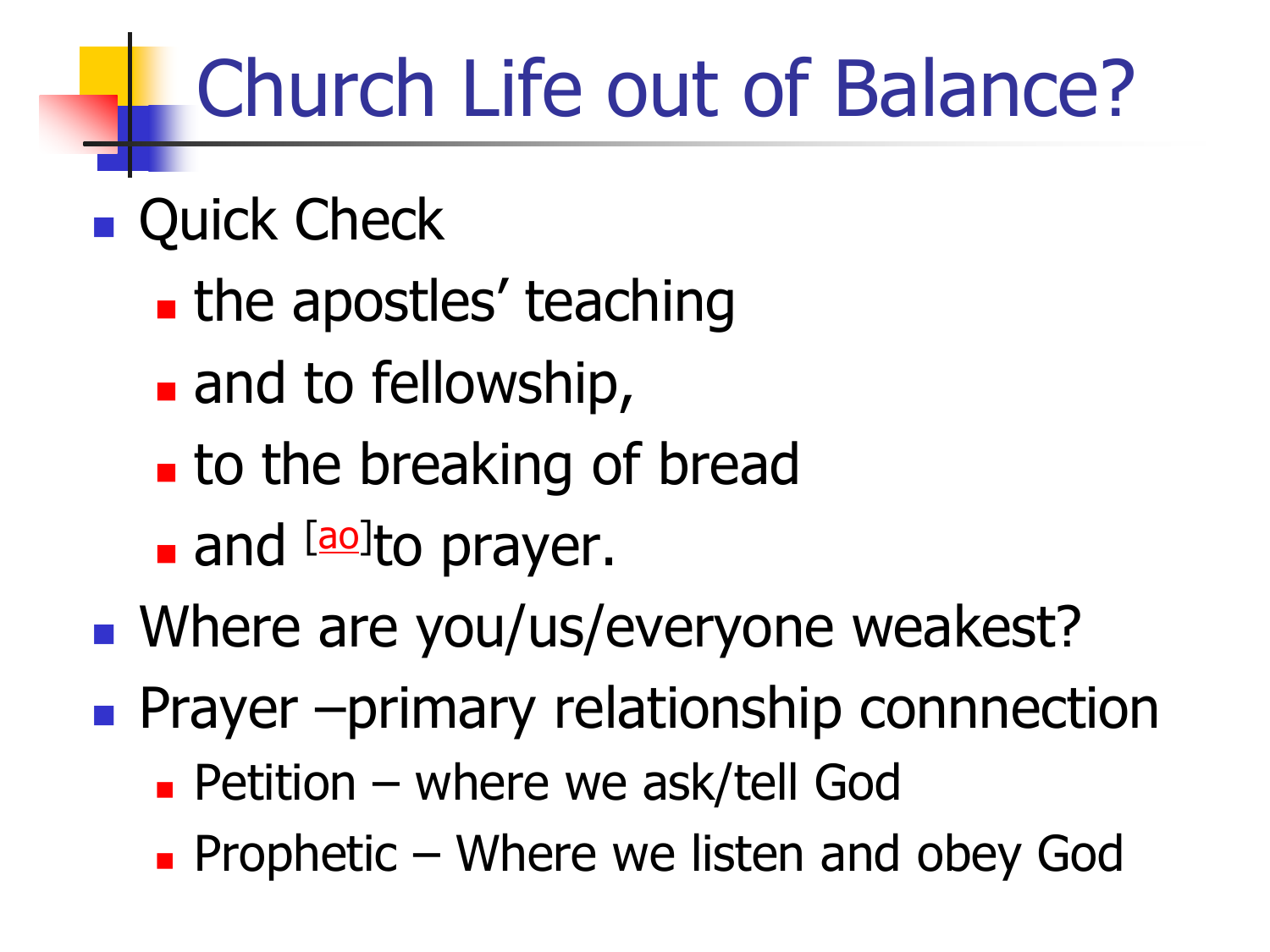# Church Life out of Balance?

- Quick Check
  - the apostles' teaching
  - and to fellowship,
  - to the breaking of bread
  - and [ao]to prayer.
- Where are you/us/everyone weakest?
- Prayer –primary relationship connnection
  - Petition – where we ask/tell God
  - Prophetic – Where we listen and obey God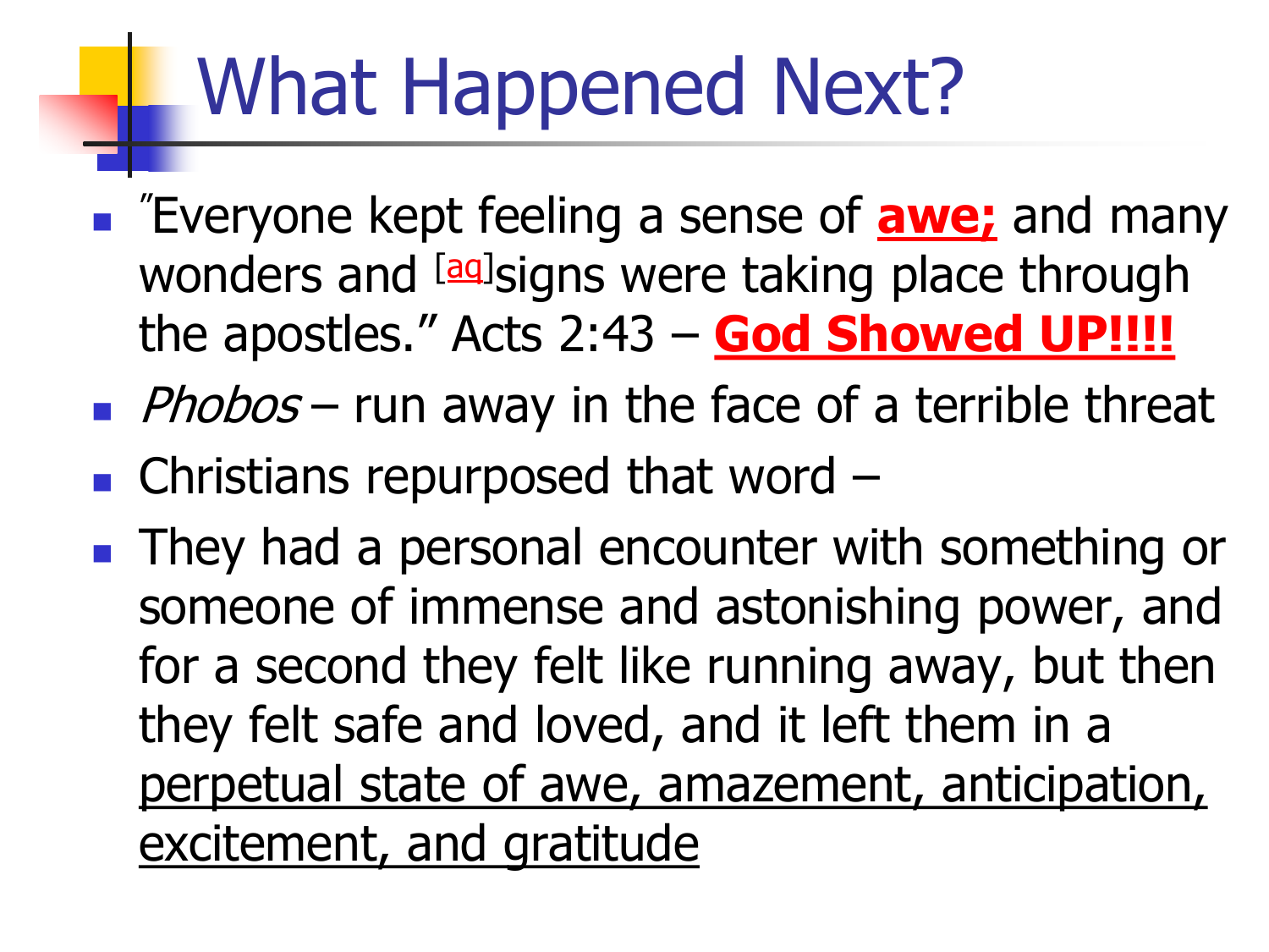# What Happened Next?

- "Everyone kept feeling a sense of **awe;** and many wonders and [aq]signs were taking place through the apostles." Acts 2:43 – **God Showed UP!!!!**
- *Phobos* – run away in the face of a terrible threat
- Christians repurposed that word –
- They had a personal encounter with something or someone of immense and astonishing power, and for a second they felt like running away, but then they felt safe and loved, and it left them in a perpetual state of awe, amazement, anticipation, excitement, and gratitude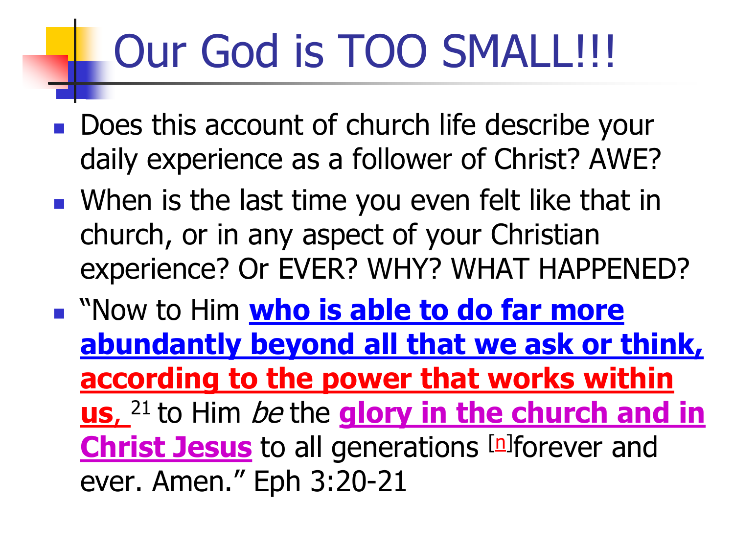# Our God is TOO SMALL!!!

- Does this account of church life describe your daily experience as a follower of Christ? AWE?
- When is the last time you even felt like that in church, or in any aspect of your Christian experience? Or EVER? WHY? WHAT HAPPENED?
- "Now to Him **who is able to do far more abundantly beyond all that we ask or think,** **according to the power that works within us,** 21 to Him *be* the **glory in the church and in Christ Jesus** to all generations [n]forever and ever. Amen." Eph 3:20-21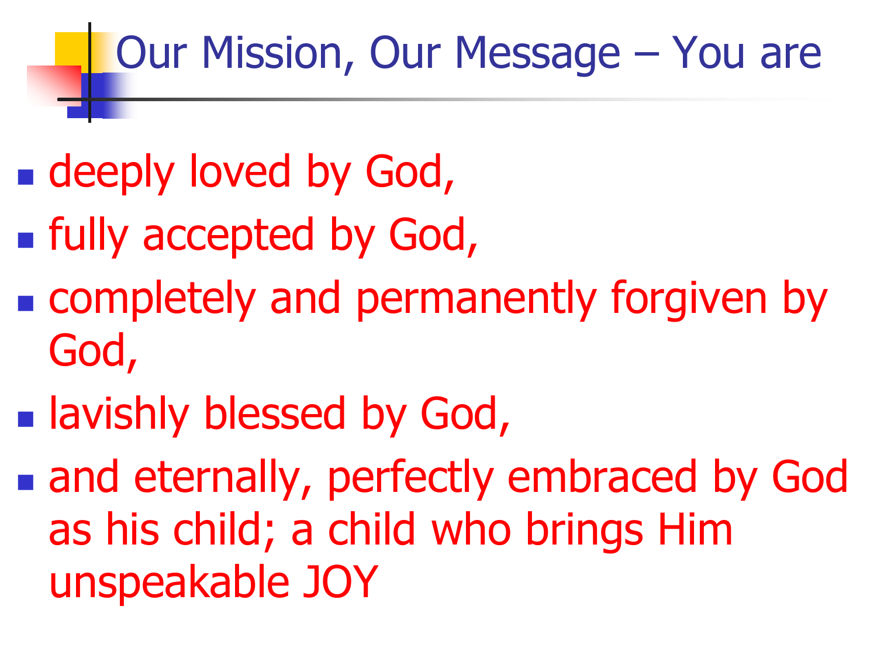# Our Mission, Our Message – You are

- deeply loved by God,
- fully accepted by God,
- completely and permanently forgiven by God,
- lavishly blessed by God,
- and eternally, perfectly embraced by God as his child; a child who brings Him unspeakable JOY